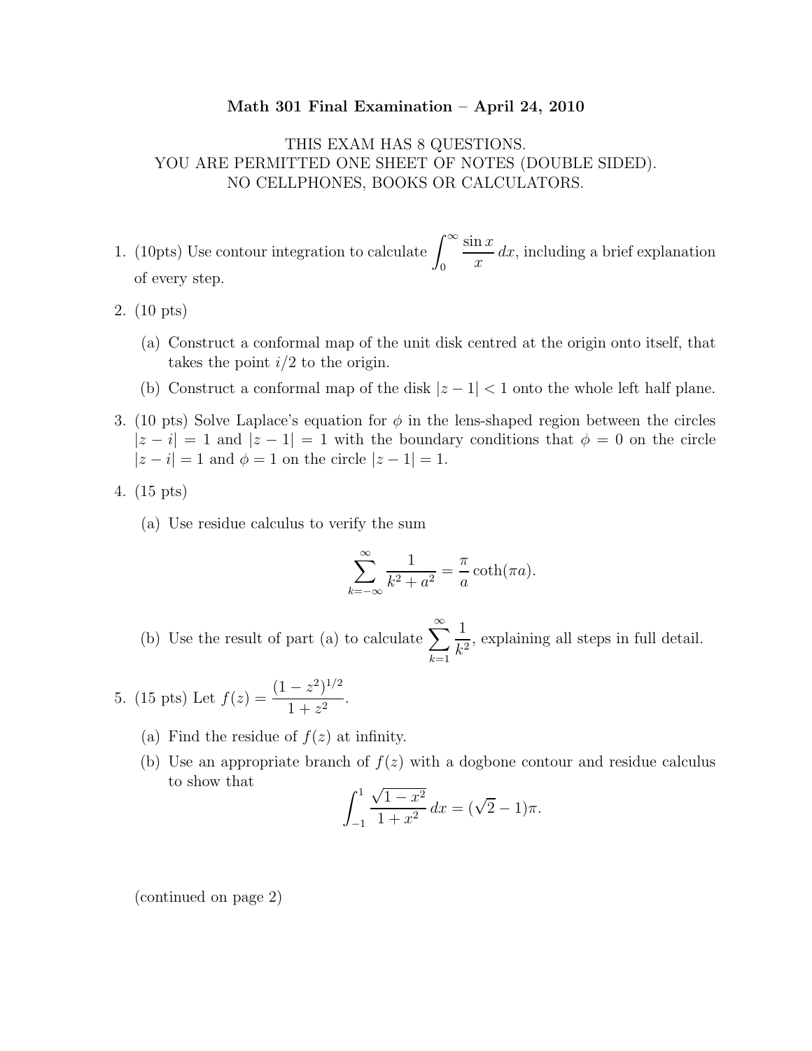# Math 301 Final Examination – April 24, 2010

THIS EXAM HAS 8 QUESTIONS.
YOU ARE PERMITTED ONE SHEET OF NOTES (DOUBLE SIDED).
NO CELLPHONES, BOOKS OR CALCULATORS.

1. (10pts) Use contour integration to calculate $\int_0^\infty \frac{\sin x}{x}\, dx$, including a brief explanation of every step.

2. (10 pts)

   (a) Construct a conformal map of the unit disk centred at the origin onto itself, that takes the point $i/2$ to the origin.

   (b) Construct a conformal map of the disk $|z - 1| < 1$ onto the whole left half plane.

3. (10 pts) Solve Laplace's equation for $\phi$ in the lens-shaped region between the circles $|z - i| = 1$ and $|z - 1| = 1$ with the boundary conditions that $\phi = 0$ on the circle $|z - i| = 1$ and $\phi = 1$ on the circle $|z - 1| = 1$.

4. (15 pts)

   (a) Use residue calculus to verify the sum

$$\sum_{k=-\infty}^{\infty} \frac{1}{k^2 + a^2} = \frac{\pi}{a} \coth(\pi a).$$

   (b) Use the result of part (a) to calculate $\sum_{k=1}^{\infty} \frac{1}{k^2}$, explaining all steps in full detail.

5. (15 pts) Let $f(z) = \frac{(1 - z^2)^{1/2}}{1 + z^2}$.

   (a) Find the residue of $f(z)$ at infinity.

   (b) Use an appropriate branch of $f(z)$ with a dogbone contour and residue calculus to show that

$$\int_{-1}^{1} \frac{\sqrt{1 - x^2}}{1 + x^2}\, dx = (\sqrt{2} - 1)\pi.$$

(continued on page 2)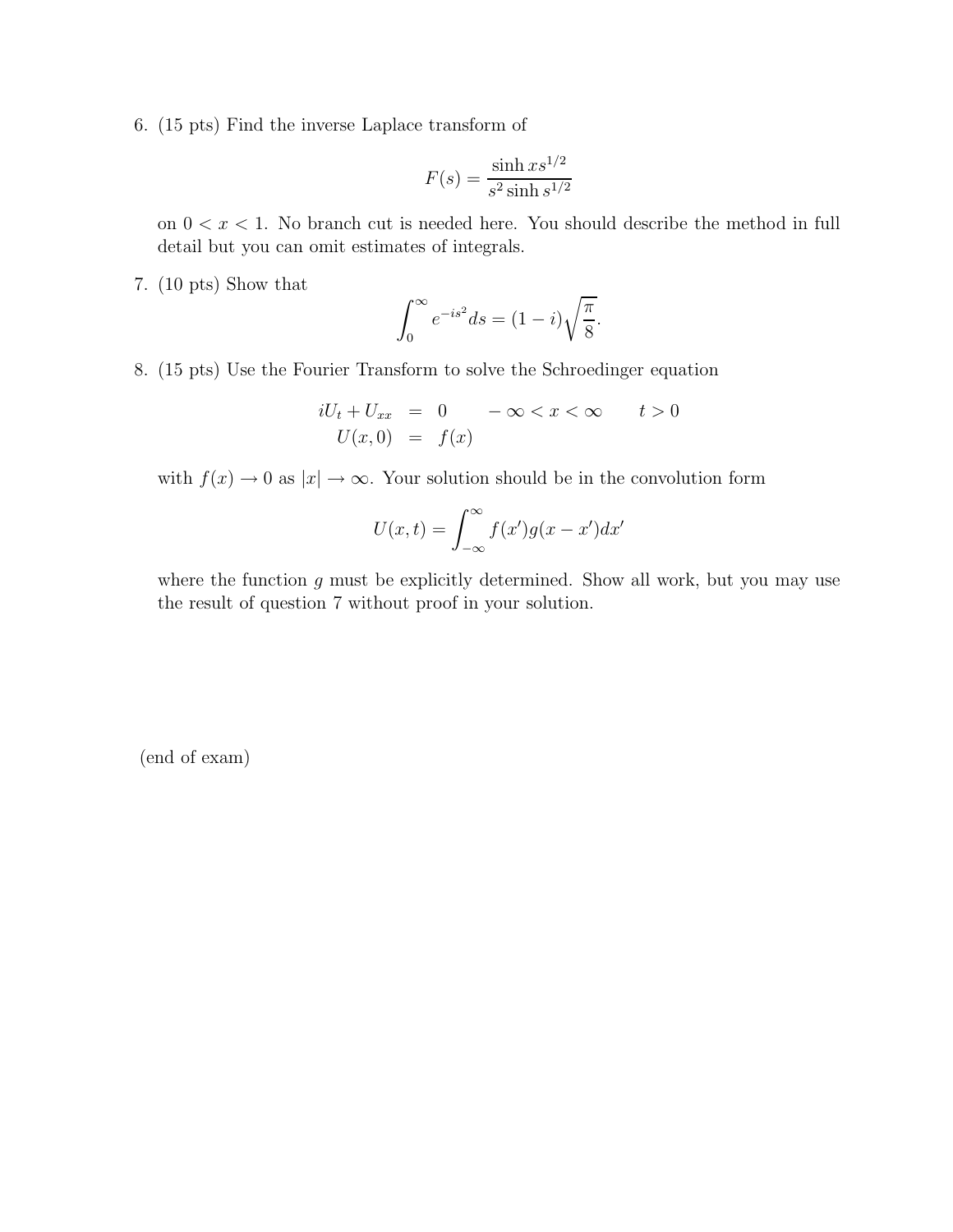6. (15 pts) Find the inverse Laplace transform of

$$F(s) = \frac{\sinh xs^{1/2}}{s^2 \sinh s^{1/2}}$$

on $0 < x < 1$. No branch cut is needed here. You should describe the method in full detail but you can omit estimates of integrals.

7. (10 pts) Show that

$$\int_0^\infty e^{-is^2} ds = (1-i)\sqrt{\frac{\pi}{8}}.$$

8. (15 pts) Use the Fourier Transform to solve the Schroedinger equation

$$\begin{aligned} iU_t + U_{xx} &= 0 \qquad -\infty < x < \infty \qquad t > 0 \\ U(x,0) &= f(x) \end{aligned}$$

with $f(x) \to 0$ as $|x| \to \infty$. Your solution should be in the convolution form

$$U(x,t) = \int_{-\infty}^{\infty} f(x') g(x - x') dx'$$

where the function $g$ must be explicitly determined. Show all work, but you may use the result of question 7 without proof in your solution.

(end of exam)